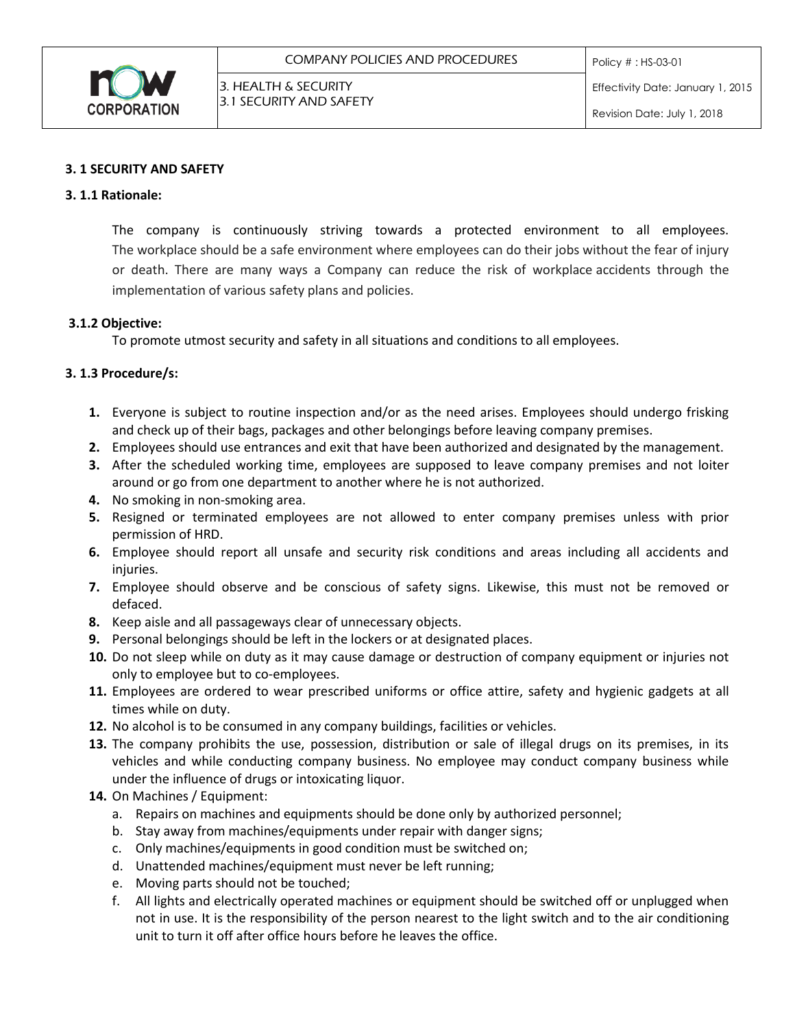### 3. 1 SECURITY AND SAFETY

**3. 1.1 Rationale:**

The company is continuously striving towards a protected environment to all employees. The workplace should be a safe environment where employees can do their jobs without the fear of injury or death. There are many ways a Company can reduce the risk of workplace accidents through the implementation of various safety plans and policies.

**3.1.2 Objective:**

To promote utmost security and safety in all situations and conditions to all employees.

**3. 1.3 Procedure/s:**

1. Everyone is subject to routine inspection and/or as the need arises. Employees should undergo frisking and check up of their bags, packages and other belongings before leaving company premises.
2. Employees should use entrances and exit that have been authorized and designated by the management.
3. After the scheduled working time, employees are supposed to leave company premises and not loiter around or go from one department to another where he is not authorized.
4. No smoking in non-smoking area.
5. Resigned or terminated employees are not allowed to enter company premises unless with prior permission of HRD.
6. Employee should report all unsafe and security risk conditions and areas including all accidents and injuries.
7. Employee should observe and be conscious of safety signs. Likewise, this must not be removed or defaced.
8. Keep aisle and all passageways clear of unnecessary objects.
9. Personal belongings should be left in the lockers or at designated places.
10. Do not sleep while on duty as it may cause damage or destruction of company equipment or injuries not only to employee but to co-employees.
11. Employees are ordered to wear prescribed uniforms or office attire, safety and hygienic gadgets at all times while on duty.
12. No alcohol is to be consumed in any company buildings, facilities or vehicles.
13. The company prohibits the use, possession, distribution or sale of illegal drugs on its premises, in its vehicles and while conducting company business. No employee may conduct company business while under the influence of drugs or intoxicating liquor.
14. On Machines / Equipment:
    a. Repairs on machines and equipments should be done only by authorized personnel;
    b. Stay away from machines/equipments under repair with danger signs;
    c. Only machines/equipments in good condition must be switched on;
    d. Unattended machines/equipment must never be left running;
    e. Moving parts should not be touched;
    f. All lights and electrically operated machines or equipment should be switched off or unplugged when not in use. It is the responsibility of the person nearest to the light switch and to the air conditioning unit to turn it off after office hours before he leaves the office.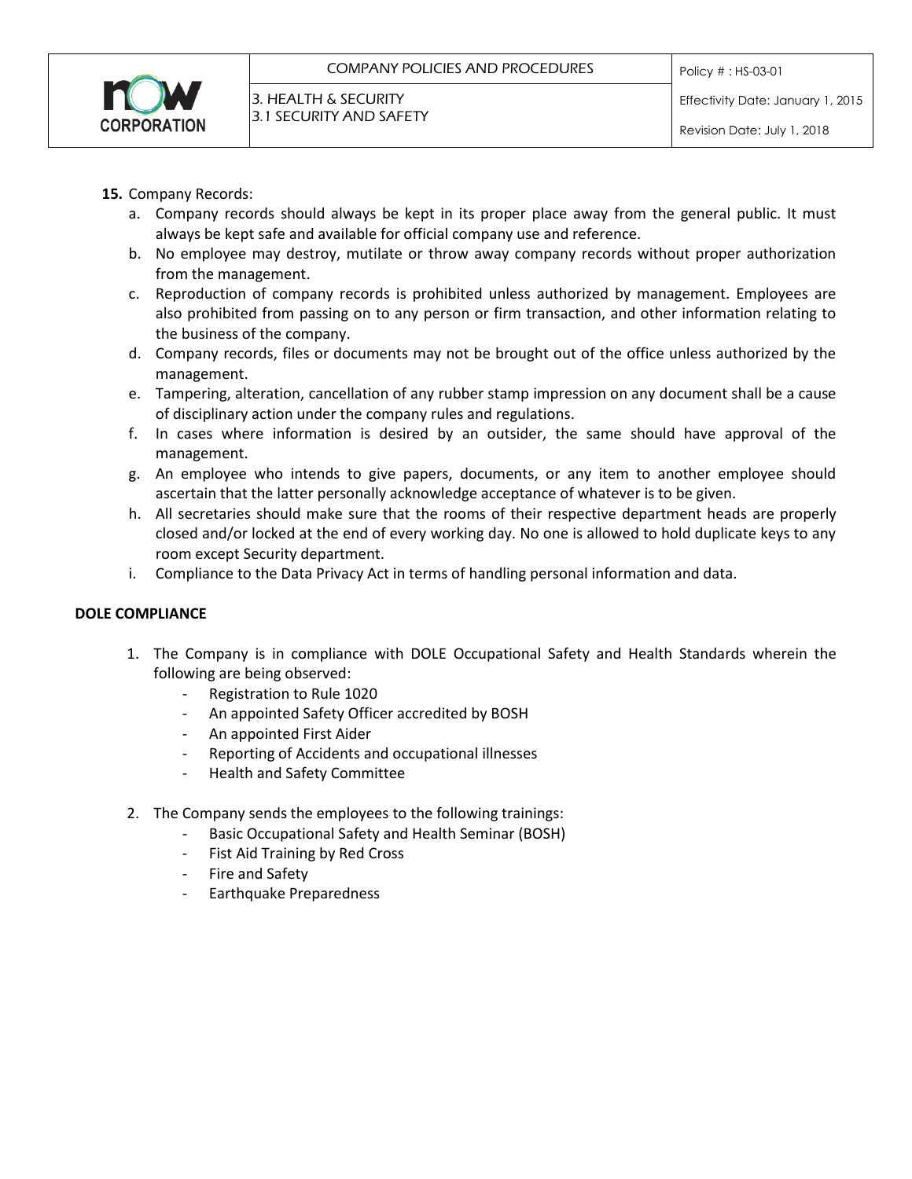**15.** Company Records:

a. Company records should always be kept in its proper place away from the general public. It must always be kept safe and available for official company use and reference.
b. No employee may destroy, mutilate or throw away company records without proper authorization from the management.
c. Reproduction of company records is prohibited unless authorized by management. Employees are also prohibited from passing on to any person or firm transaction, and other information relating to the business of the company.
d. Company records, files or documents may not be brought out of the office unless authorized by the management.
e. Tampering, alteration, cancellation of any rubber stamp impression on any document shall be a cause of disciplinary action under the company rules and regulations.
f. In cases where information is desired by an outsider, the same should have approval of the management.
g. An employee who intends to give papers, documents, or any item to another employee should ascertain that the latter personally acknowledge acceptance of whatever is to be given.
h. All secretaries should make sure that the rooms of their respective department heads are properly closed and/or locked at the end of every working day. No one is allowed to hold duplicate keys to any room except Security department.
i. Compliance to the Data Privacy Act in terms of handling personal information and data.

**DOLE COMPLIANCE**

1. The Company is in compliance with DOLE Occupational Safety and Health Standards wherein the following are being observed:
   - Registration to Rule 1020
   - An appointed Safety Officer accredited by BOSH
   - An appointed First Aider
   - Reporting of Accidents and occupational illnesses
   - Health and Safety Committee

2. The Company sends the employees to the following trainings:
   - Basic Occupational Safety and Health Seminar (BOSH)
   - Fist Aid Training by Red Cross
   - Fire and Safety
   - Earthquake Preparedness